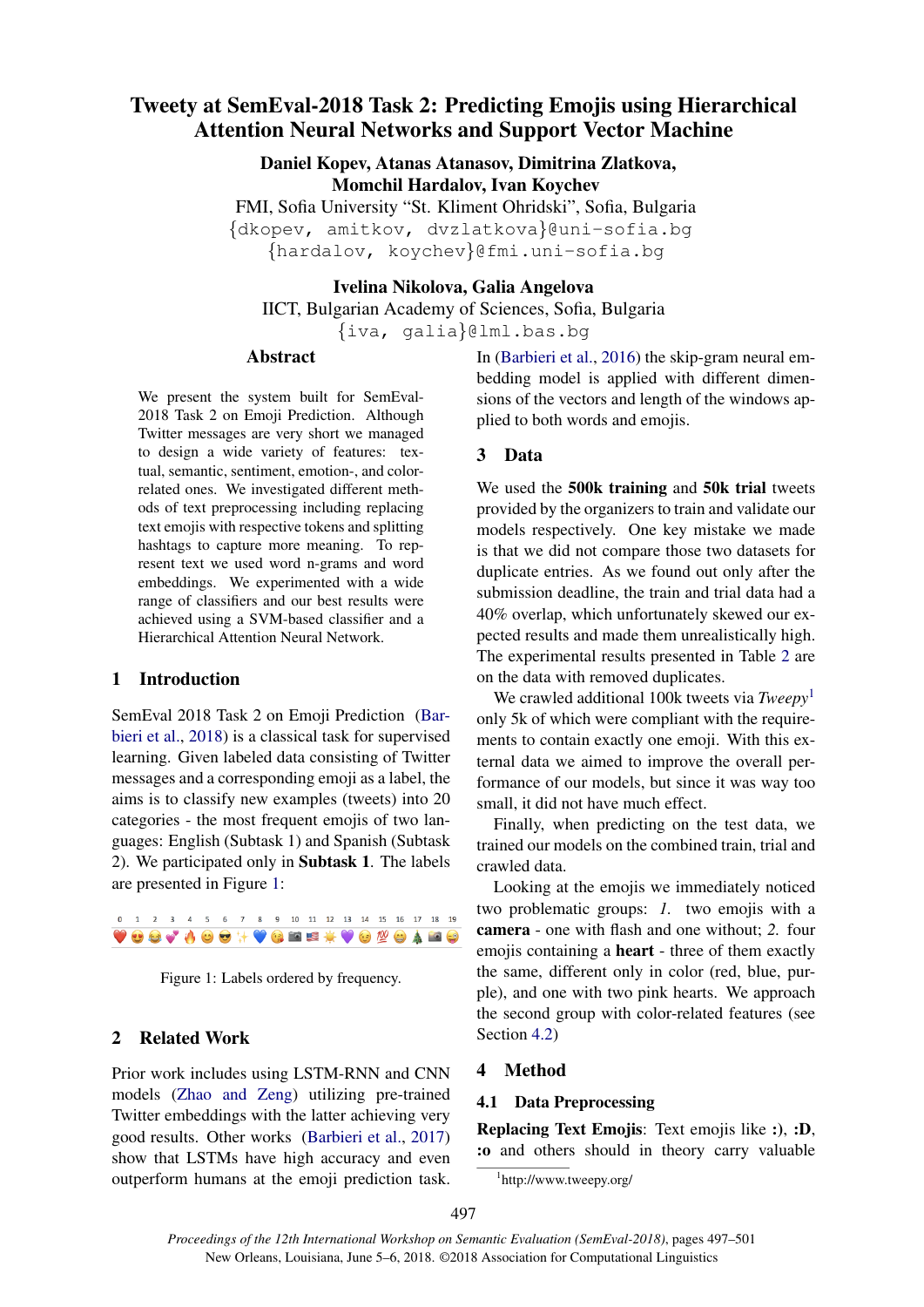# Tweety at SemEval-2018 Task 2: Predicting Emojis using Hierarchical Attention Neural Networks and Support Vector Machine

**Daniel Kopev, Atanas Atanasov, Dimitrina Zlatkova, Momchil Hardalov, Ivan Koychev**

FMI, Sofia University "St. Kliment Ohridski", Sofia, Bulgaria

{dkopev, amitkov, dvzlatkova}@uni-sofia.bg

{hardalov, koychev}@fmi.uni-sofia.bg

**Ivelina Nikolova, Galia Angelova**

IICT, Bulgarian Academy of Sciences, Sofia, Bulgaria

{iva, galia}@lml.bas.bg

## Abstract

We present the system built for SemEval-2018 Task 2 on Emoji Prediction. Although Twitter messages are very short we managed to design a wide variety of features: textual, semantic, sentiment, emotion-, and color-related ones. We investigated different methods of text preprocessing including replacing text emojis with respective tokens and splitting hashtags to capture more meaning. To represent text we used word n-grams and word embeddings. We experimented with a wide range of classifiers and our best results were achieved using a SVM-based classifier and a Hierarchical Attention Neural Network.

## 1 Introduction

SemEval 2018 Task 2 on Emoji Prediction (Barbieri et al., 2018) is a classical task for supervised learning. Given labeled data consisting of Twitter messages and a corresponding emoji as a label, the aims is to classify new examples (tweets) into 20 categories - the most frequent emojis of two languages: English (Subtask 1) and Spanish (Subtask 2). We participated only in **Subtask 1**. The labels are presented in Figure 1:

| 0 | 1 | 2 | 3 | 4 | 5 | 6 | 7 | 8 | 9 | 10 | 11 | 12 | 13 | 14 | 15 | 16 | 17 | 18 | 19 |
|---|---|---|---|---|---|---|---|---|---|---|---|---|---|---|---|---|---|---|---|
| ❤️ | 😍 | 😂 | 💕 | 🔥 | 😊 | 😎 | ✨ | 💙 | 😘 | 📷 | 🇺🇸 | ☀️ | 💜 | 😉 | 💯 | 😁 | 🎄 | 📸 | 😜 |

Figure 1: Labels ordered by frequency.

## 2 Related Work

Prior work includes using LSTM-RNN and CNN models (Zhao and Zeng) utilizing pre-trained Twitter embeddings with the latter achieving very good results. Other works (Barbieri et al., 2017) show that LSTMs have high accuracy and even outperform humans at the emoji prediction task. In (Barbieri et al., 2016) the skip-gram neural embedding model is applied with different dimensions of the vectors and length of the windows applied to both words and emojis.

## 3 Data

We used the **500k training** and **50k trial** tweets provided by the organizers to train and validate our models respectively. One key mistake we made is that we did not compare those two datasets for duplicate entries. As we found out only after the submission deadline, the train and trial data had a 40% overlap, which unfortunately skewed our expected results and made them unrealistically high. The experimental results presented in Table 2 are on the data with removed duplicates.

We crawled additional 100k tweets via *Tweepy*[1] only 5k of which were compliant with the requirements to contain exactly one emoji. With this external data we aimed to improve the overall performance of our models, but since it was way too small, it did not have much effect.

Finally, when predicting on the test data, we trained our models on the combined train, trial and crawled data.

Looking at the emojis we immediately noticed two problematic groups: *1.* two emojis with a **camera** - one with flash and one without; *2.* four emojis containing a **heart** - three of them exactly the same, different only in color (red, blue, purple), and one with two pink hearts. We approach the second group with color-related features (see Section 4.2)

## 4 Method

### 4.1 Data Preprocessing

**Replacing Text Emojis**: Text emojis like **:)**, **:D**, **:o** and others should in theory carry valuable

[1] http://www.tweepy.org/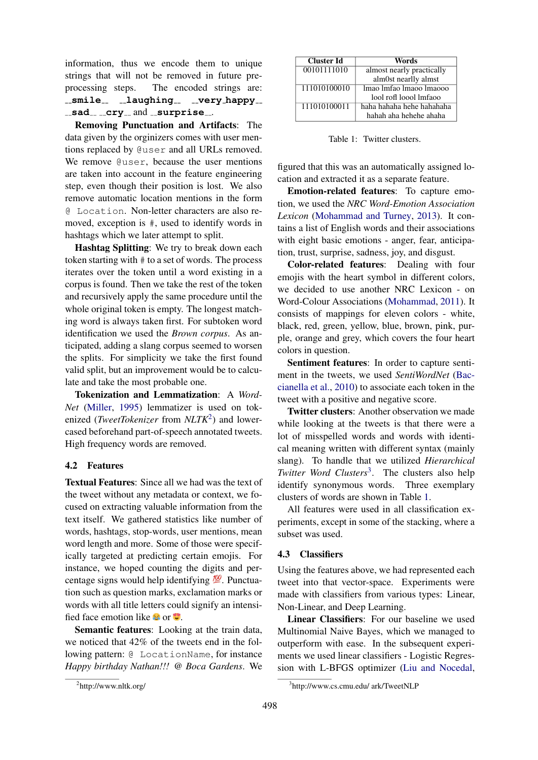information, thus we encode them to unique strings that will not be removed in future preprocessing steps. The encoded strings are: `__smile__` `__laughing__` `__very_happy__` `__sad__` `__cry__` and `__surprise__`.

**Removing Punctuation and Artifacts**: The data given by the orginizers comes with user mentions replaced by `@user` and all URLs removed. We remove `@user`, because the user mentions are taken into account in the feature engineering step, even though their position is lost. We also remove automatic location mentions in the form `@ Location`. Non-letter characters are also removed, exception is `#`, used to identify words in hashtags which we later attempt to split.

**Hashtag Splitting**: We try to break down each token starting with `#` to a set of words. The process iterates over the token until a word existing in a corpus is found. Then we take the rest of the token and recursively apply the same procedure until the whole original token is empty. The longest matching word is always taken first. For subtoken word identification we used the *Brown corpus*. As anticipated, adding a slang corpus seemed to worsen the splits. For simplicity we take the first found valid split, but an improvement would be to calculate and take the most probable one.

**Tokenization and Lemmatization**: A *WordNet* (Miller, 1995) lemmatizer is used on tokenized (*TweetTokenizer* from *NLTK*[2]) and lowercased beforehand part-of-speech annotated tweets. High frequency words are removed.

## 4.2 Features

**Textual Features**: Since all we had was the text of the tweet without any metadata or context, we focused on extracting valuable information from the text itself. We gathered statistics like number of words, hashtags, stop-words, user mentions, mean word length and more. Some of those were specifically targeted at predicting certain emojis. For instance, we hoped counting the digits and percentage signs would help identifying 💯. Punctuation such as question marks, exclamation marks or words with all title letters could signify an intensified face emotion like 😂 or 😍.

**Semantic features**: Looking at the train data, we noticed that 42% of the tweets end in the following pattern: `@ LocationName`, for instance *Happy birthday Nathan!!! @ Boca Gardens*. We figured that this was an automatically assigned location and extracted it as a separate feature.

**Emotion-related features**: To capture emotion, we used the *NRC Word-Emotion Association Lexicon* (Mohammad and Turney, 2013). It contains a list of English words and their associations with eight basic emotions - anger, fear, anticipation, trust, surprise, sadness, joy, and disgust.

**Color-related features**: Dealing with four emojis with the heart symbol in different colors, we decided to use another NRC Lexicon - on Word-Colour Associations (Mohammad, 2011). It consists of mappings for eleven colors - white, black, red, green, yellow, blue, brown, pink, purple, orange and grey, which covers the four heart colors in question.

**Sentiment features**: In order to capture sentiment in the tweets, we used *SentiWordNet* (Baccianella et al., 2010) to associate each token in the tweet with a positive and negative score.

**Twitter clusters**: Another observation we made while looking at the tweets is that there were a lot of misspelled words and words with identical meaning written with different syntax (mainly slang). To handle that we utilized *Hierarchical Twitter Word Clusters*[3]. The clusters also help identify synonymous words. Three exemplary clusters of words are shown in Table 1.

| Cluster Id | Words |
|---|---|
| 00101111010 | almost nearly practically alm0st nearlly almst |
| 111010100010 | lmao lmfao lmaoo lmaooo lool rofl loool lmfaoo |
| 111010100011 | haha hahaha hehe hahahaha hahah aha hehehe ahaha |

Table 1: Twitter clusters.

All features were used in all classification experiments, except in some of the stacking, where a subset was used.

## 4.3 Classifiers

Using the features above, we had represented each tweet into that vector-space. Experiments were made with classifiers from various types: Linear, Non-Linear, and Deep Learning.

**Linear Classifiers**: For our baseline we used Multinomial Naive Bayes, which we managed to outperform with ease. In the subsequent experiments we used linear classifiers - Logistic Regression with L-BFGS optimizer (Liu and Nocedal,

[2] http://www.nltk.org/

[3] http://www.cs.cmu.edu/ ark/TweetNLP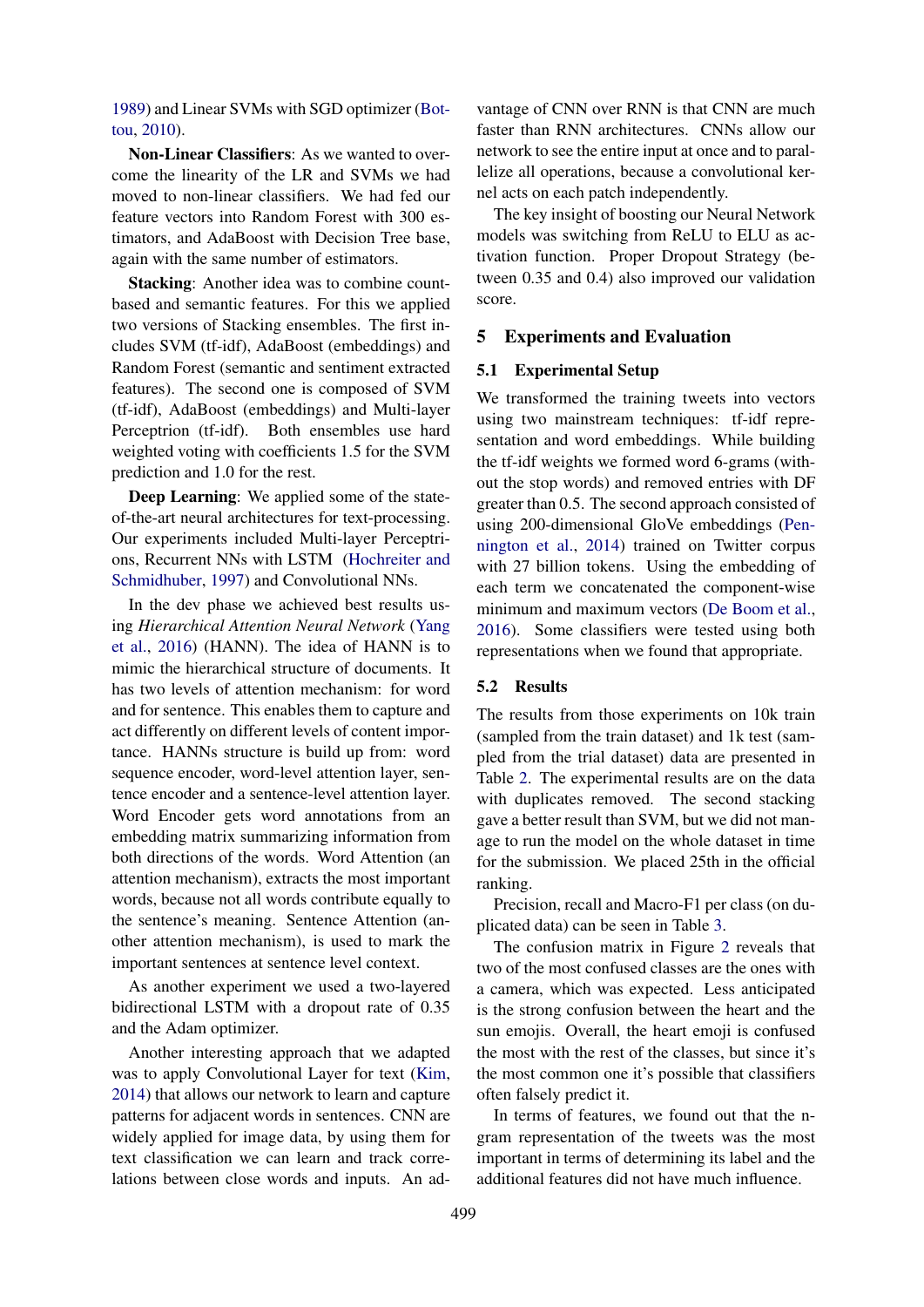1989) and Linear SVMs with SGD optimizer (Bottou, 2010).

**Non-Linear Classifiers**: As we wanted to overcome the linearity of the LR and SVMs we had moved to non-linear classifiers. We had fed our feature vectors into Random Forest with 300 estimators, and AdaBoost with Decision Tree base, again with the same number of estimators.

**Stacking**: Another idea was to combine count-based and semantic features. For this we applied two versions of Stacking ensembles. The first includes SVM (tf-idf), AdaBoost (embeddings) and Random Forest (semantic and sentiment extracted features). The second one is composed of SVM (tf-idf), AdaBoost (embeddings) and Multi-layer Perceptrion (tf-idf). Both ensembles use hard weighted voting with coefficients 1.5 for the SVM prediction and 1.0 for the rest.

**Deep Learning**: We applied some of the state-of-the-art neural architectures for text-processing. Our experiments included Multi-layer Perceptrions, Recurrent NNs with LSTM (Hochreiter and Schmidhuber, 1997) and Convolutional NNs.

In the dev phase we achieved best results using *Hierarchical Attention Neural Network* (Yang et al., 2016) (HANN). The idea of HANN is to mimic the hierarchical structure of documents. It has two levels of attention mechanism: for word and for sentence. This enables them to capture and act differently on different levels of content importance. HANNs structure is build up from: word sequence encoder, word-level attention layer, sentence encoder and a sentence-level attention layer. Word Encoder gets word annotations from an embedding matrix summarizing information from both directions of the words. Word Attention (an attention mechanism), extracts the most important words, because not all words contribute equally to the sentence's meaning. Sentence Attention (another attention mechanism), is used to mark the important sentences at sentence level context.

As another experiment we used a two-layered bidirectional LSTM with a dropout rate of 0.35 and the Adam optimizer.

Another interesting approach that we adapted was to apply Convolutional Layer for text (Kim, 2014) that allows our network to learn and capture patterns for adjacent words in sentences. CNN are widely applied for image data, by using them for text classification we can learn and track correlations between close words and inputs. An advantage of CNN over RNN is that CNN are much faster than RNN architectures. CNNs allow our network to see the entire input at once and to parallelize all operations, because a convolutional kernel acts on each patch independently.

The key insight of boosting our Neural Network models was switching from ReLU to ELU as activation function. Proper Dropout Strategy (between 0.35 and 0.4) also improved our validation score.

## 5 Experiments and Evaluation

### 5.1 Experimental Setup

We transformed the training tweets into vectors using two mainstream techniques: tf-idf representation and word embeddings. While building the tf-idf weights we formed word 6-grams (without the stop words) and removed entries with DF greater than 0.5. The second approach consisted of using 200-dimensional GloVe embeddings (Pennington et al., 2014) trained on Twitter corpus with 27 billion tokens. Using the embedding of each term we concatenated the component-wise minimum and maximum vectors (De Boom et al., 2016). Some classifiers were tested using both representations when we found that appropriate.

### 5.2 Results

The results from those experiments on 10k train (sampled from the train dataset) and 1k test (sampled from the trial dataset) data are presented in Table 2. The experimental results are on the data with duplicates removed. The second stacking gave a better result than SVM, but we did not manage to run the model on the whole dataset in time for the submission. We placed 25th in the official ranking.

Precision, recall and Macro-F1 per class (on duplicated data) can be seen in Table 3.

The confusion matrix in Figure 2 reveals that two of the most confused classes are the ones with a camera, which was expected. Less anticipated is the strong confusion between the heart and the sun emojis. Overall, the heart emoji is confused the most with the rest of the classes, but since it's the most common one it's possible that classifiers often falsely predict it.

In terms of features, we found out that the n-gram representation of the tweets was the most important in terms of determining its label and the additional features did not have much influence.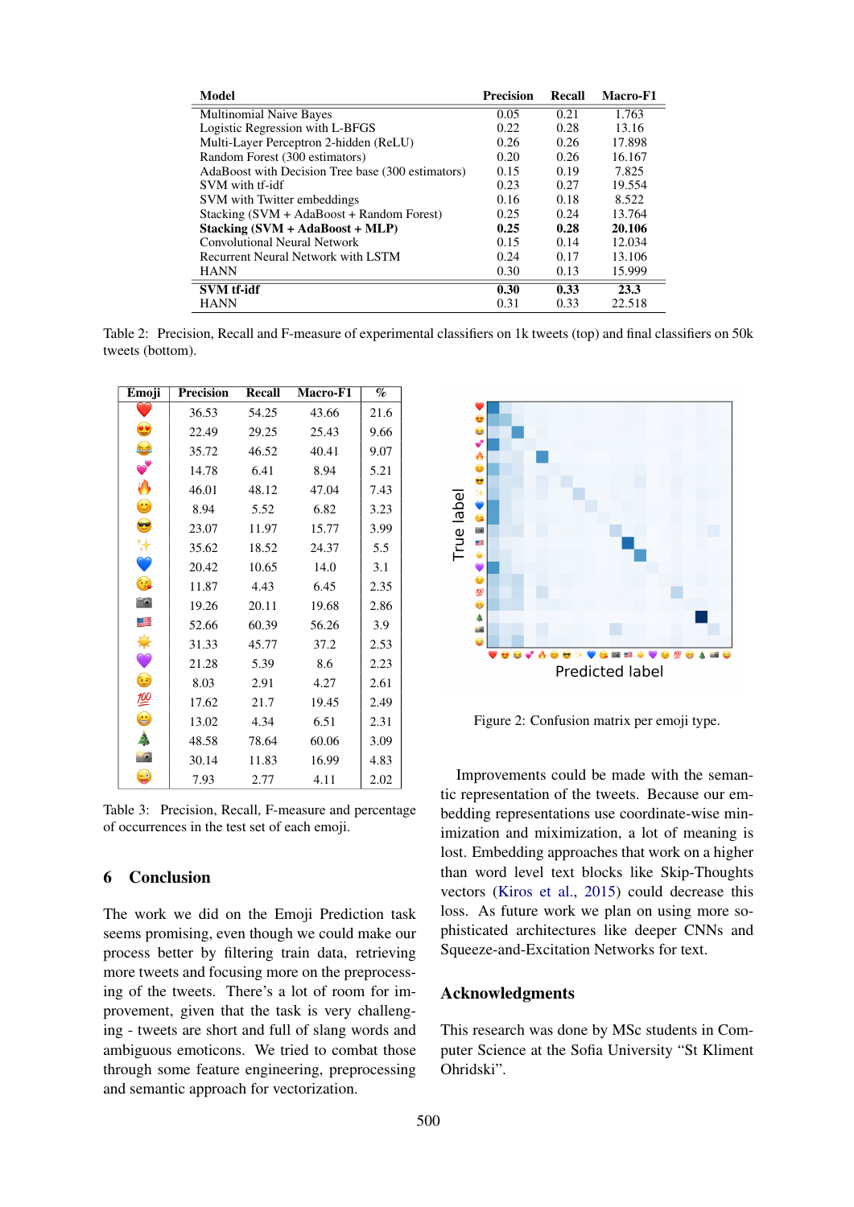| Model | Precision | Recall | Macro-F1 |
|---|---|---|---|
| Multinomial Naive Bayes | 0.05 | 0.21 | 1.763 |
| Logistic Regression with L-BFGS | 0.22 | 0.28 | 13.16 |
| Multi-Layer Perceptron 2-hidden (ReLU) | 0.26 | 0.26 | 17.898 |
| Random Forest (300 estimators) | 0.20 | 0.26 | 16.167 |
| AdaBoost with Decision Tree base (300 estimators) | 0.15 | 0.19 | 7.825 |
| SVM with tf-idf | 0.23 | 0.27 | 19.554 |
| SVM with Twitter embeddings | 0.16 | 0.18 | 8.522 |
| Stacking (SVM + AdaBoost + Random Forest) | 0.25 | 0.24 | 13.764 |
| **Stacking (SVM + AdaBoost + MLP)** | **0.25** | **0.28** | **20.106** |
| Convolutional Neural Network | 0.15 | 0.14 | 12.034 |
| Recurrent Neural Network with LSTM | 0.24 | 0.17 | 13.106 |
| HANN | 0.30 | 0.13 | 15.999 |
| **SVM tf-idf** | **0.30** | **0.33** | **23.3** |
| HANN | 0.31 | 0.33 | 22.518 |

Table 2: Precision, Recall and F-measure of experimental classifiers on 1k tweets (top) and final classifiers on 50k tweets (bottom).

| Emoji | Precision | Recall | Macro-F1 | % |
|---|---|---|---|---|
| ❤️ | 36.53 | 54.25 | 43.66 | 21.6 |
| 😍 | 22.49 | 29.25 | 25.43 | 9.66 |
| 😂 | 35.72 | 46.52 | 40.41 | 9.07 |
| 💕 | 14.78 | 6.41 | 8.94 | 5.21 |
| 🔥 | 46.01 | 48.12 | 47.04 | 7.43 |
| 😊 | 8.94 | 5.52 | 6.82 | 3.23 |
| 😎 | 23.07 | 11.97 | 15.77 | 3.99 |
| ✨ | 35.62 | 18.52 | 24.37 | 5.5 |
| 💙 | 20.42 | 10.65 | 14.0 | 3.1 |
| 😘 | 11.87 | 4.43 | 6.45 | 2.35 |
| 📷 | 19.26 | 20.11 | 19.68 | 2.86 |
| 🇺🇸 | 52.66 | 60.39 | 56.26 | 3.9 |
| ☀️ | 31.33 | 45.77 | 37.2 | 2.53 |
| 💜 | 21.28 | 5.39 | 8.6 | 2.23 |
| 😉 | 8.03 | 2.91 | 4.27 | 2.61 |
| 💯 | 17.62 | 21.7 | 19.45 | 2.49 |
| 😁 | 13.02 | 4.34 | 6.51 | 2.31 |
| 🎄 | 48.58 | 78.64 | 60.06 | 3.09 |
| 📸 | 30.14 | 11.83 | 16.99 | 4.83 |
| 😜 | 7.93 | 2.77 | 4.11 | 2.02 |

Table 3: Precision, Recall, F-measure and percentage of occurrences in the test set of each emoji.

Figure 2: Confusion matrix per emoji type.

## 6 Conclusion

The work we did on the Emoji Prediction task seems promising, even though we could make our process better by filtering train data, retrieving more tweets and focusing more on the preprocessing of the tweets. There's a lot of room for improvement, given that the task is very challenging - tweets are short and full of slang words and ambiguous emoticons. We tried to combat those through some feature engineering, preprocessing and semantic approach for vectorization.

Improvements could be made with the semantic representation of the tweets. Because our embedding representations use coordinate-wise minimization and miximization, a lot of meaning is lost. Embedding approaches that work on a higher than word level text blocks like Skip-Thoughts vectors (Kiros et al., 2015) could decrease this loss. As future work we plan on using more sophisticated architectures like deeper CNNs and Squeeze-and-Excitation Networks for text.

## Acknowledgments

This research was done by MSc students in Computer Science at the Sofia University "St Kliment Ohridski".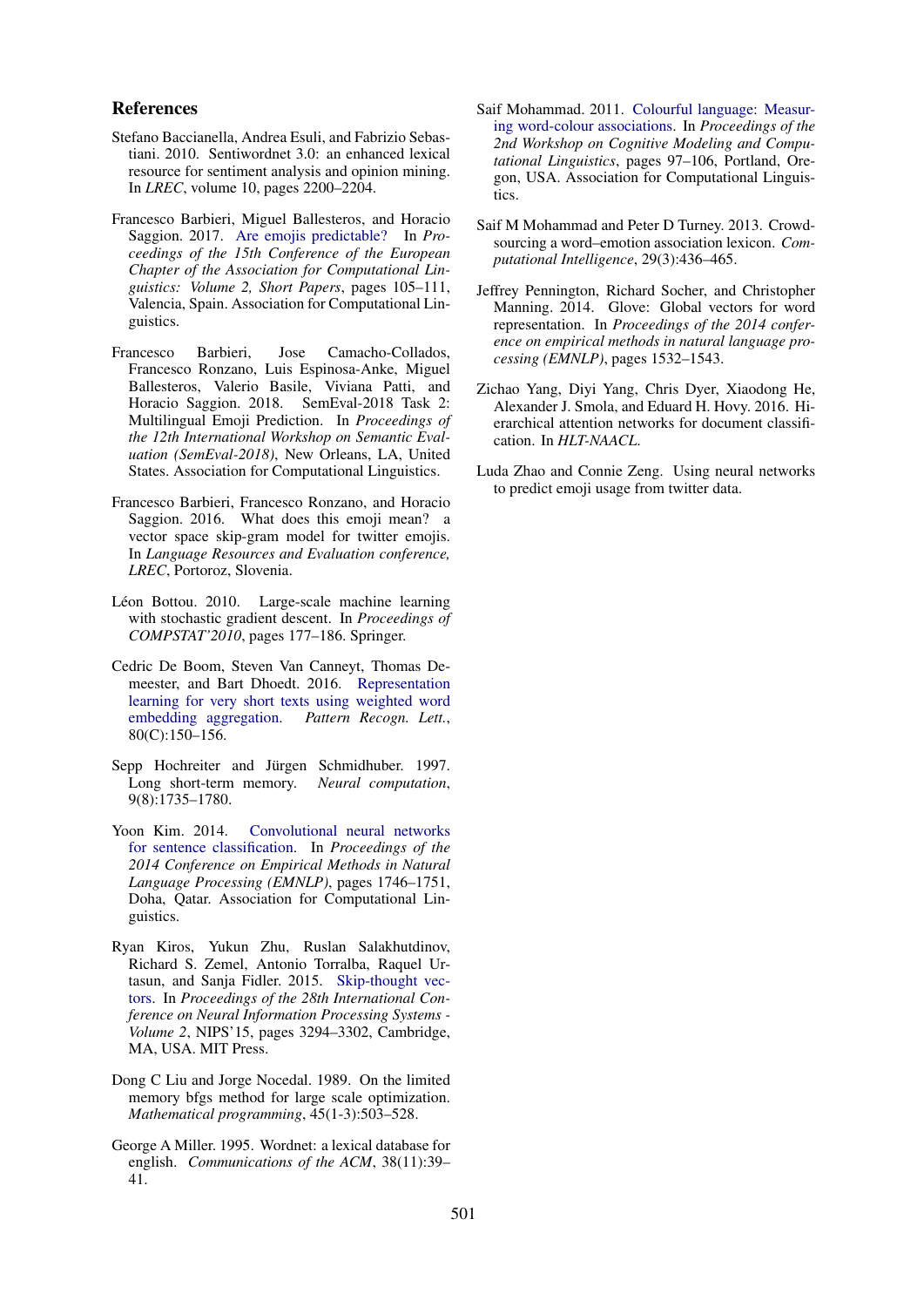## References

Stefano Baccianella, Andrea Esuli, and Fabrizio Sebastiani. 2010. Sentiwordnet 3.0: an enhanced lexical resource for sentiment analysis and opinion mining. In *LREC*, volume 10, pages 2200–2204.

Francesco Barbieri, Miguel Ballesteros, and Horacio Saggion. 2017. Are emojis predictable? In *Proceedings of the 15th Conference of the European Chapter of the Association for Computational Linguistics: Volume 2, Short Papers*, pages 105–111, Valencia, Spain. Association for Computational Linguistics.

Francesco Barbieri, Jose Camacho-Collados, Francesco Ronzano, Luis Espinosa-Anke, Miguel Ballesteros, Valerio Basile, Viviana Patti, and Horacio Saggion. 2018. SemEval-2018 Task 2: Multilingual Emoji Prediction. In *Proceedings of the 12th International Workshop on Semantic Evaluation (SemEval-2018)*, New Orleans, LA, United States. Association for Computational Linguistics.

Francesco Barbieri, Francesco Ronzano, and Horacio Saggion. 2016. What does this emoji mean? a vector space skip-gram model for twitter emojis. In *Language Resources and Evaluation conference, LREC*, Portoroz, Slovenia.

Léon Bottou. 2010. Large-scale machine learning with stochastic gradient descent. In *Proceedings of COMPSTAT'2010*, pages 177–186. Springer.

Cedric De Boom, Steven Van Canneyt, Thomas Demeester, and Bart Dhoedt. 2016. Representation learning for very short texts using weighted word embedding aggregation. *Pattern Recogn. Lett.*, 80(C):150–156.

Sepp Hochreiter and Jürgen Schmidhuber. 1997. Long short-term memory. *Neural computation*, 9(8):1735–1780.

Yoon Kim. 2014. Convolutional neural networks for sentence classification. In *Proceedings of the 2014 Conference on Empirical Methods in Natural Language Processing (EMNLP)*, pages 1746–1751, Doha, Qatar. Association for Computational Linguistics.

Ryan Kiros, Yukun Zhu, Ruslan Salakhutdinov, Richard S. Zemel, Antonio Torralba, Raquel Urtasun, and Sanja Fidler. 2015. Skip-thought vectors. In *Proceedings of the 28th International Conference on Neural Information Processing Systems - Volume 2*, NIPS'15, pages 3294–3302, Cambridge, MA, USA. MIT Press.

Dong C Liu and Jorge Nocedal. 1989. On the limited memory bfgs method for large scale optimization. *Mathematical programming*, 45(1-3):503–528.

George A Miller. 1995. Wordnet: a lexical database for english. *Communications of the ACM*, 38(11):39–41.

Saif Mohammad. 2011. Colourful language: Measuring word-colour associations. In *Proceedings of the 2nd Workshop on Cognitive Modeling and Computational Linguistics*, pages 97–106, Portland, Oregon, USA. Association for Computational Linguistics.

Saif M Mohammad and Peter D Turney. 2013. Crowdsourcing a word–emotion association lexicon. *Computational Intelligence*, 29(3):436–465.

Jeffrey Pennington, Richard Socher, and Christopher Manning. 2014. Glove: Global vectors for word representation. In *Proceedings of the 2014 conference on empirical methods in natural language processing (EMNLP)*, pages 1532–1543.

Zichao Yang, Diyi Yang, Chris Dyer, Xiaodong He, Alexander J. Smola, and Eduard H. Hovy. 2016. Hierarchical attention networks for document classification. In *HLT-NAACL*.

Luda Zhao and Connie Zeng. Using neural networks to predict emoji usage from twitter data.